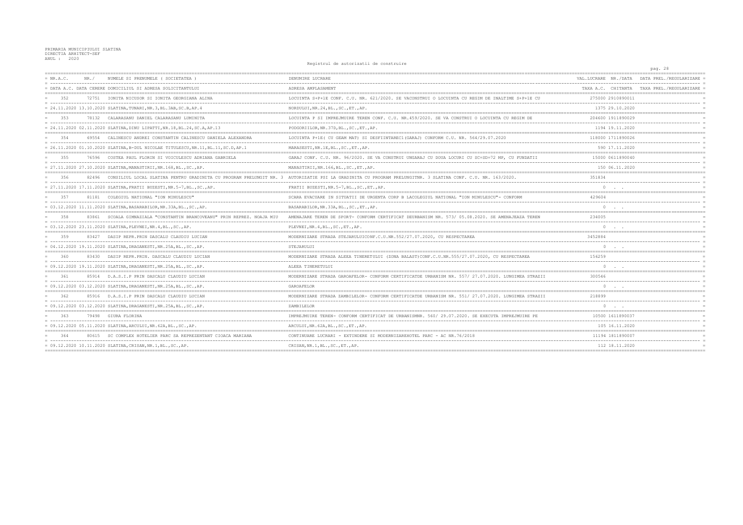PRIMARIA MUNICIPIULUI SLATINA
DIRECTIA ARHITECT-SEF
ANUL : 2020

Registrul de autorizatii de construire

| NR.A.C. / DATA A.C. | NR./ DATA CERERE | NUMELE SI PRENUMELE ( SOCIETATEA ) / DOMICILIUL SI ADRESA SOLICITANTULUI | DENUMIRE LUCRARE / ADRESA AMPLASAMENT | VAL.LUCRARE / TAXA A.C. | NR./DATA CHITANTA | DATA PREL./REGULARIZARE / TAXA PREL./REGULARIZARE |
|---|---|---|---|---|---|---|
| 352 | 72751 | IONITA NICUSOR SI IONITA GEORGIANA ALINA | LOCUINTA S+P+1E CONF. C.U. NR. 621/2020. SE VACONSTRUI O LOCUINTA CU REGIM DE INALTIME S+P+1E CU | 275000 | 2910890011 | |
| 24.11.2020 | 13.10.2020 | SLATINA,TUNARI,NR.3,BL.3AB,SC.B,AP.4 | NORDULUI,NR.24,BL.,SC.,ET.,AP. | 1375 | 29.10.2020 | |
| 353 | 78132 | CALARASANU DANIEL CALARASANU LUMINITA | LOCUINTA P SI IMPREJMUIRE TEREN CONF. C.U. NR.459/2020. SE VA CONSTRUI O LOCUINTA CU REGIM DE | 204600 | 1911890029 | |
| 24.11.2020 | 02.11.2020 | SLATINA,DINU LIPATTI,NR.18,BL.24,SC.A,AP.13 | PODGORIILOR,NR.37D,BL.,SC.,ET.,AP. | 1194 | 19.11.2020 | |
| 354 | 69554 | CALINESCU ANDREI CONSTANTIN CALINESCU DANIELA ALEXANDRA | LOCUINTA P+1E( CU GEAM MAT) SI DESFIINTARECI(GARAJ) CONFORM C.U. NR. 564/29.07.2020 | 118000 | 1711890026 | |
| 26.11.2020 | 01.10.2020 | SLATINA,B-DUL NICOLAE TITULESCU,NR.11,BL.11,SC.D,AP.1 | MARASESTI,NR.1E,BL.,SC.,ET.,AP. | 590 | 17.11.2020 | |
| 355 | 76596 | COSTEA PAUL FLORIN SI VOICULESCU ADRIANA GABRIELA | GARAJ CONF. C.U. NR. 96/2020. SE VA CONSTRUI UNGARAJ CU DOUA LOCURI CU SC=SD=72 MP, CU FUNDATII | 15000 | 0611890040 | |
| 27.11.2020 | 27.10.2020 | SLATINA,MANASTIRII,NR.168,BL.,SC.,AP. | MANASTIRII,NR.166,BL.,SC.,ET.,AP. | 150 | 06.11.2020 | |
| 356 | 82496 | CONSILIUL LOCAL SLATINA PENTRU GRADINITA CU PROGRAM PRELUNGIT NR. 3 | AUTORIZATIE PSI LA GRADINITA CU PROGRAM PRELUNGITNR. 3 SLATINA CONF. C.U. NR. 163/2020. | 351834 | | |
| 27.11.2020 | 17.11.2020 | SLATINA,FRATII BUZESTI,NR.5-7,BL.,SC.,AP. | FRATII BUZESTI,NR.5-7,BL.,SC.,ET.,AP. | 0 | . . | |
| 357 | 81181 | COLEGIUL NATIONAL "ION MINULESCU" | SCARA EVACUARE IN SITUATII DE URGENTA CORP B LACOLEGIUL NATIONAL "ION MINULESCU"- CONFORM | 429604 | | |
| 03.12.2020 | 11.11.2020 | SLATINA,BASARABILOR,NR.33A,BL.,SC.,AP. | BASARABILOR,NR.33A,BL.,SC.,ET.,AP. | 0 | . . | |
| 358 | 83861 | SCOALA GIMNAZIALA "CONSTANTIN BRANCOVEANU" PRIN REPREZ. NOAJA MIU | AMENAJARE TEREN DE SPORT- CONFORM CERTIFICAT DEURBANISM NR. 573/ 05.08.2020. SE AMENAJEAZA TEREN | 234005 | | |
| 03.12.2020 | 23.11.2020 | SLATINA,PLEVNEI,NR.4,BL.,SC.,AP. | PLEVNEI,NR.4,BL.,SC.,ET.,AP. | 0 | . . | |
| 359 | 83427 | DASIP REPR.PRIN DASCALU CLAUDIU LUCIAN | MODERNIZARE STRADA STEJARULUICONF.C.U.NR.552/27.07.2020, CU RESPECTAREA | 3452884 | | |
| 04.12.2020 | 19.11.2020 | SLATINA,DRAGANESTI,NR.25A,BL.,SC.,AP. | STEJARULUI | 0 | . . | |
| 360 | 83430 | DASIP REPR.PRIN. DASCALU CLAUDIU LUCIAN | MODERNIZARE STRADA ALEEA TINERETULUI (ZONA BALAST)CONF.C.U.NR.555/27.07.2020, CU RESPECTAREA | 156259 | | |
| 09.12.2020 | 19.11.2020 | SLATINA,DRAGANESTI,NR.25A,BL.,SC.,AP. | ALEEA TINERETULUI | 0 | . . | |
| 361 | 85914 | D.A.S.I.P PRIN DASCALU CLAUDIU LUCIAN | MODERNIZARE STRADA GAROAFELOR- CONFORM CERTIFICATDE URBANISM NR. 557/ 27.07.2020. LUNGIMEA STRAZII | 300546 | | |
| 09.12.2020 | 03.12.2020 | SLATINA,DRAGANESTI,NR.25A,BL.,SC.,AP. | GAROAFELOR | 0 | . . | |
| 362 | 85916 | D.A.S.I.P PRIN DASCALU CLAUDIU LUCIAN | MODERNIZARE STRADA ZAMBILELOR- CONFORM CERTIFICATDE URBANISM NR. 551/ 27.07.2020. LUNGIMEA STRAZII | 218899 | | |
| 09.12.2020 | 03.12.2020 | SLATINA,DRAGANESTI,NR.25A,BL.,SC.,AP. | ZAMBILELOR | 0 | . . | |
| 363 | 79498 | GIURA FLORINA | IMPREJMUIRE TEREN- CONFORM CERTIFICAT DE URBANISMNR. 560/ 29.07.2020. SE EXECUTA IMPREJMUIRE PE | 10500 | 1611890037 | |
| 09.12.2020 | 05.11.2020 | SLATINA,ARCULUI,NR.62A,BL.,SC.,AP. | ARCULUI,NR.62A,BL.,SC.,ET.,AP. | 105 | 16.11.2020 | |
| 364 | 80615 | SC COMPLEX HOTELIER PARC SA REPREZENTANT CIOACA MARIANA | CONTINUARE LUCRARI - EXTINDERE SI MODERNIZAREHOTEL PARC - AC NR.76/2018 | 11194 | 1811890007 | |
| 09.12.2020 | 10.11.2020 | SLATINA,CRISAN,NR.1,BL.,SC.,AP. | CRISAN,NR.1,BL.,SC.,ET.,AP. | 112 | 18.11.2020 | |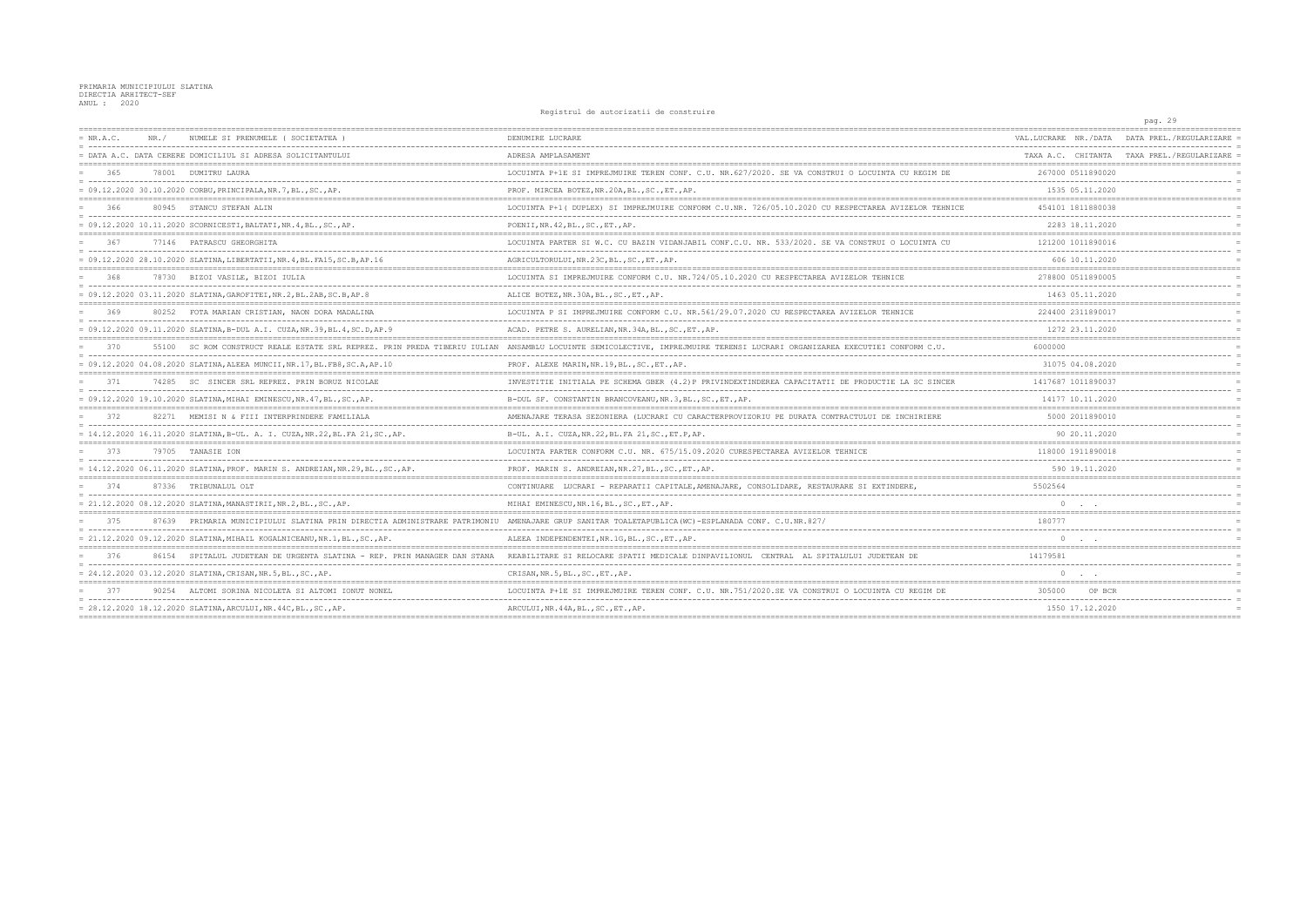PRIMARIA MUNICIPIULUI SLATINA
DIRECTIA ARHITECT-SEF
ANUL : 2020

Registrul de autorizatii de construire

| NR.A.C. | NR./ | NUMELE SI PRENUMELE ( SOCIETATEA ) | DENUMIRE LUCRARE | VAL.LUCRARE | NR./DATA | DATA PREL./REGULARIZARE |
|---|---|---|---|---|---|---|
| DATA A.C. | DATA CERERE | DOMICILIUL SI ADRESA SOLICITANTULUI | ADRESA AMPLASAMENT | TAXA A.C. | CHITANTA | TAXA PREL./REGULARIZARE |
| 365 | 78001 | DUMITRU LAURA | LOCUINTA P+1E SI IMPREJMUIRE TEREN CONF. C.U. NR.627/2020. SE VA CONSTRUI O LOCUINTA CU REGIM DE | 267000 | 0511890020 | |
| 09.12.2020 | 30.10.2020 | CORBU,PRINCIPALA,NR.7,BL.,SC.,AP. | PROF. MIRCEA BOTEZ,NR.20A,BL.,SC.,ET.,AP. | 1535 | 05.11.2020 | |
| 366 | 80945 | STANCU STEFAN ALIN | LOCUINTA P+1( DUPLEX) SI IMPREJMUIRE CONFORM C.U.NR. 726/05.10.2020 CU RESPECTAREA AVIZELOR TEHNICE | 454101 | 1811880038 | |
| 09.12.2020 | 10.11.2020 | SCORNICESTI,BALTATI,NR.4,BL.,SC.,AP. | POENII,NR.42,BL.,SC.,ET.,AP. | 2283 | 18.11.2020 | |
| 367 | 77146 | PATRASCU GHEORGHITA | LOCUINTA PARTER SI W.C. CU BAZIN VIDANJABIL CONF.C.U. NR. 533/2020. SE VA CONSTRUI O LOCUINTA CU | 121200 | 1011890016 | |
| 09.12.2020 | 28.10.2020 | SLATINA,LIBERTATII,NR.4,BL.FA15,SC.B,AP.16 | AGRICULTORULUI,NR.23C,BL.,SC.,ET.,AP. | 606 | 10.11.2020 | |
| 368 | 78730 | BIZOI VASILE, BIZOI IULIA | LOCUINTA SI IMPREJMUIRE CONFORM C.U. NR.724/05.10.2020 CU RESPECTAREA AVIZELOR TEHNICE | 278800 | 0511890005 | |
| 09.12.2020 | 03.11.2020 | SLATINA,GAROFITEI,NR.2,BL.2AB,SC.B,AP.8 | ALICE BOTEZ,NR.30A,BL.,SC.,ET.,AP. | 1463 | 05.11.2020 | |
| 369 | 80252 | FOTA MARIAN CRISTIAN, NAON DORA MADALINA | LOCUINTA P SI IMPREJMUIRE CONFORM C.U. NR.561/29.07.2020 CU RESPECTAREA AVIZELOR TEHNICE | 224400 | 2311890017 | |
| 09.12.2020 | 09.11.2020 | SLATINA,B-DUL A.I. CUZA,NR.39,BL.4,SC.D,AP.9 | ACAD. PETRE S. AURELIAN,NR.34A,BL.,SC.,ET.,AP. | 1272 | 23.11.2020 | |
| 370 | 55100 | SC ROM CONSTRUCT REALE ESTATE SRL REPREZ. PRIN PREDA TIBERIU IULIAN | ANSAMBLU LOCUINTE SEMICOLECTIVE, IMPREJMUIRE TERENSI LUCRARI ORGANIZAREA EXECUTIEI CONFORM C.U. | 6000000 | | |
| 09.12.2020 | 04.08.2020 | SLATINA,ALEEA MUNCII,NR.17,BL.FB8,SC.A,AP.10 | PROF. ALEXE MARIN,NR.19,BL.,SC.,ET.,AP. | 31075 | 04.08.2020 | |
| 371 | 74285 | SC SINCER SRL REPREZ. PRIN BORUZ NICOLAE | INVESTITIE INITIALA PE SCHEMA GBER (4.2)P PRIVINDEXTINDEREA CAPACITATII DE PRODUCTIE LA SC SINCER | 1417687 | 1011890037 | |
| 09.12.2020 | 19.10.2020 | SLATINA,MIHAI EMINESCU,NR.47,BL.,SC.,AP. | B-DUL SF. CONSTANTIN BRANCOVEANU,NR.3,BL.,SC.,ET.,AP. | 14177 | 10.11.2020 | |
| 372 | 82271 | MEMISI N & FIII INTERPRINDERE FAMILIALA | AMENAJARE TERASA SEZONIERA (LUCRARI CU CARACTERPROVIZORIU PE DURATA CONTRACTULUI DE INCHIRIERE | 5000 | 2011890010 | |
| 14.12.2020 | 16.11.2020 | SLATINA,B-UL A. I. CUZA,NR.22,BL.FA 21,SC.,AP. | B-UL. A.I. CUZA,NR.22,BL.FA 21,SC.,ET.P,AP. | 90 | 20.11.2020 | |
| 373 | 79705 | TANASIE ION | LOCUINTA PARTER CONFORM C.U. NR. 675/15.09.2020 CURESPECTAREA AVIZELOR TEHNICE | 118000 | 1911890018 | |
| 14.12.2020 | 06.11.2020 | SLATINA,PROF. MARIN S. ANDREIAN,NR.29,BL.,SC.,AP. | PROF. MARIN S. ANDREIAN,NR.27,BL.,SC.,ET.,AP. | 590 | 19.11.2020 | |
| 374 | 87336 | TRIBUNALUL OLT | CONTINUARE LUCRARI - REPARATII CAPITALE,AMENAJARE, CONSOLIDARE, RESTAURARE SI EXTINDERE, | 5502564 | | |
| 21.12.2020 | 08.12.2020 | SLATINA,MANASTIRII,NR.2,BL.,SC.,AP. | MIHAI EMINESCU,NR.16,BL.,SC.,ET.,AP. | 0 | . . | |
| 375 | 87639 | PRIMARIA MUNICIPIULUI SLATINA PRIN DIRECTIA ADMINISTRARE PATRIMONIU | AMENAJARE GRUP SANITAR TOALETAPUBLICA(WC)-ESPLANADA CONF. C.U.NR.827/ | 180777 | | |
| 21.12.2020 | 09.12.2020 | SLATINA,MIHAIL KOGALNICEANU,NR.1,BL.,SC.,AP. | ALEEA INDEPENDENTEI,NR.1G,BL.,SC.,ET.,AP. | 0 | . . | |
| 376 | 86154 | SPITALUL JUDETEAN DE URGENTA SLATINA - REP. PRIN MANAGER DAN STANA | REABILITARE SI RELOCARE SPATII MEDICALE DINPAVILIONUL CENTRAL AL SPITALULUI JUDETEAN DE | 14179581 | | |
| 24.12.2020 | 03.12.2020 | SLATINA,CRISAN,NR.5,BL.,SC.,AP. | CRISAN,NR.5,BL.,SC.,ET.,AP. | 0 | . . | |
| 377 | 90254 | ALTOMI SORINA NICOLETA SI ALTOMI IONUT NONEL | LOCUINTA P+1E SI IMPREJMUIRE TEREN CONF. C.U. NR.751/2020.SE VA CONSTRUI O LOCUINTA CU REGIM DE | 305000 | OP BCR | |
| 28.12.2020 | 18.12.2020 | SLATINA,ARCULUI,NR.44C,BL.,SC.,AP. | ARCULUI,NR.44A,BL.,SC.,ET.,AP. | 1550 | 17.12.2020 | |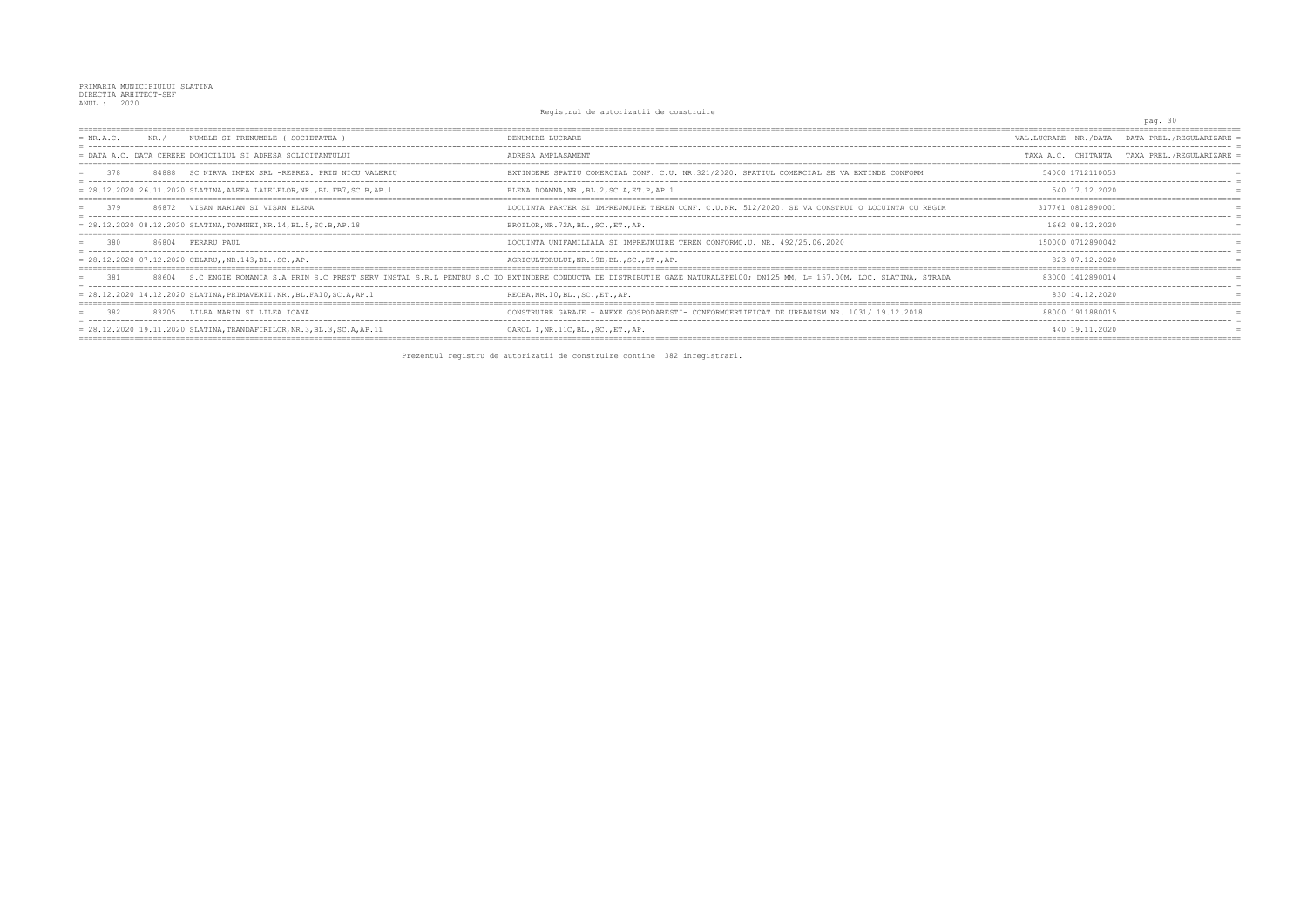PRIMARIA MUNICIPIULUI SLATINA
DIRECTIA ARHITECT-SEF
ANUL : 2020

Registrul de autorizatii de construire

| NR.A.C. / DATA A.C. | NR. / DATA CERERE | NUMELE SI PRENUMELE ( SOCIETATEA ) / DOMICILIUL SI ADRESA SOLICITANTULUI | DENUMIRE LUCRARE / ADRESA AMPLASAMENT | VAL.LUCRARE / TAXA A.C. | NR./DATA / CHITANTA | DATA PREL./REGULARIZARE / TAXA PREL./REGULARIZARE |
|---|---|---|---|---|---|---|
| 378 | 84888 | SC NIRVA IMPEX SRL -REPREZ. PRIN NICU VALERIU | EXTINDERE SPATIU COMERCIAL CONF. C.U. NR.321/2020. SPATIUL COMERCIAL SE VA EXTINDE CONFORM | 54000 | 1712110053 | |
| 28.12.2020 | 26.11.2020 | SLATINA,ALEEA LALELELOR,NR.,BL.FB7,SC.B,AP.1 | ELENA DOAMNA,NR.,BL.2,SC.A,ET.P,AP.1 | 540 | 17.12.2020 | |
| 379 | 86872 | VISAN MARIAN SI VISAN ELENA | LOCUINTA PARTER SI IMPREJMUIRE TEREN CONF. C.U.NR. 512/2020. SE VA CONSTRUI O LOCUINTA CU REGIM | 317761 | 0812890001 | |
| 28.12.2020 | 08.12.2020 | SLATINA,TOAMNEI,NR.14,BL.5,SC.B,AP.18 | EROILOR,NR.72A,BL.,SC.,ET.,AP. | 1662 | 08.12.2020 | |
| 380 | 86804 | FERARU PAUL | LOCUINTA UNIFAMILIALA SI IMPREJMUIRE TEREN CONFORMC.U. NR. 492/25.06.2020 | 150000 | 0712890042 | |
| 28.12.2020 | 07.12.2020 | CELARU,,NR.143,BL.,SC.,AP. | AGRICULTORULUI,NR.19E,BL.,SC.,ET.,AP. | 823 | 07.12.2020 | |
| 381 | 88604 | S.C ENGIE ROMANIA S.A PRIN S.C PREST SERV INSTAL S.R.L PENTRU S.C IO | EXTINDERE CONDUCTA DE DISTRIBUTIE GAZE NATURALEPE100; DN125 MM, L= 157.00M, LOC. SLATINA, STRADA | 83000 | 1412890014 | |
| 28.12.2020 | 14.12.2020 | SLATINA,PRIMAVERII,NR.,BL.FA10,SC.A,AP.1 | RECEA,NR.10,BL.,SC.,ET.,AP. | 830 | 14.12.2020 | |
| 382 | 83205 | LILEA MARIN SI LILEA IOANA | CONSTRUIRE GARAJE + ANEXE GOSPODARESTI- CONFORMCERTIFICAT DE URBANISM NR. 1031/ 19.12.2018 | 88000 | 1911880015 | |
| 28.12.2020 | 19.11.2020 | SLATINA,TRANDAFIRILOR,NR.3,BL.3,SC.A,AP.11 | CAROL I,NR.11C,BL.,SC.,ET.,AP. | 440 | 19.11.2020 | |

Prezentul registru de autorizatii de construire contine 382 inregistrari.